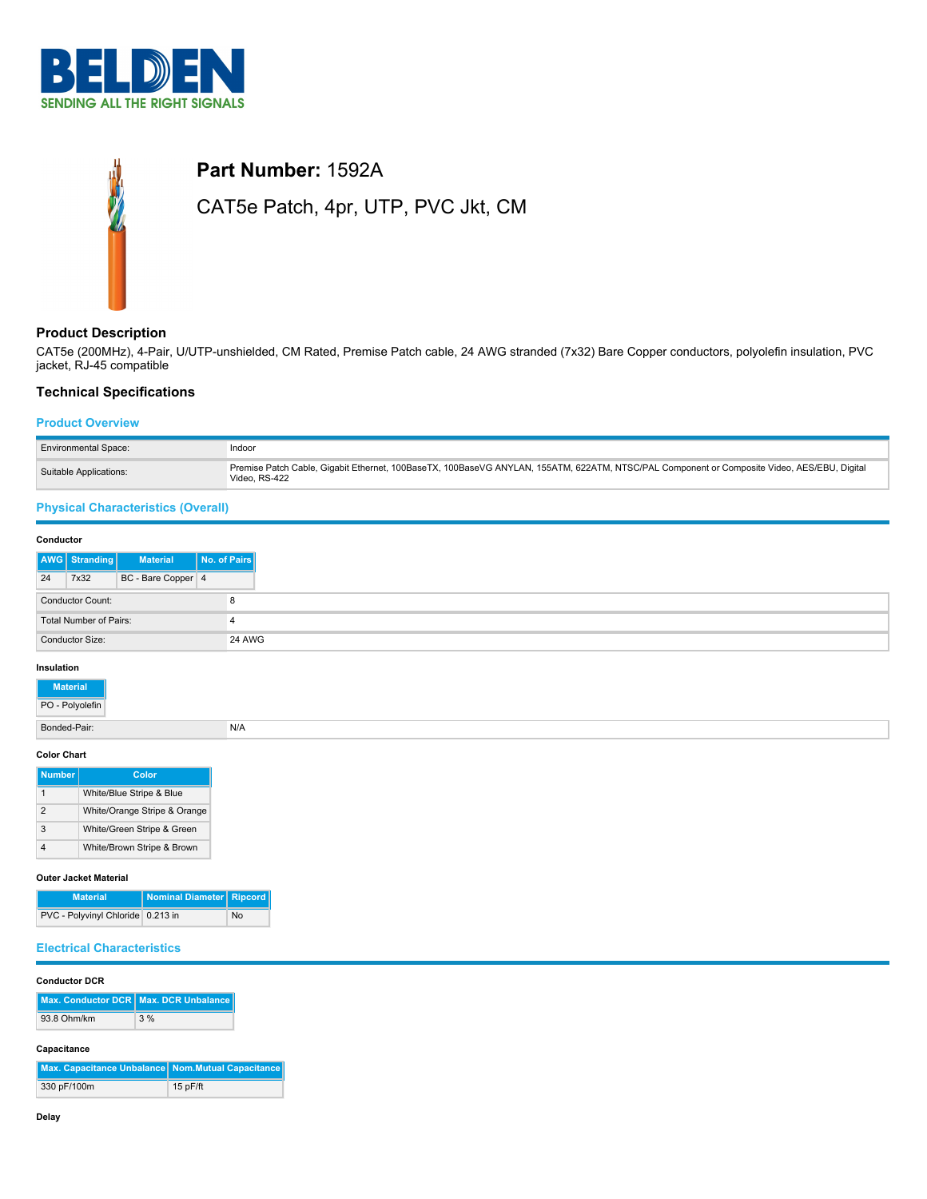# Part Number: 1592A

CAT5e Patch, 4pr, UTP, PVC Jkt, CM

## Product Description

CAT5e (200MHz), 4-Pair, U/UTP-unshielded, CM Rated, Premise Patch cable, 24 AWG stranded (7x32) Bare Copper conductors, polyolefin insulation, PVC jacket, RJ-45 compatible

## Technical Specifications

### Product Overview

| | |
|---|---|
| Environmental Space: | Indoor |
| Suitable Applications: | Premise Patch Cable, Gigabit Ethernet, 100BaseTX, 100BaseVG ANYLAN, 155ATM, 622ATM, NTSC/PAL Component or Composite Video, AES/EBU, Digital Video, RS-422 |

### Physical Characteristics (Overall)

**Conductor**

| AWG | Stranding | Material | No. of Pairs |
|---|---|---|---|
| 24 | 7x32 | BC - Bare Copper | 4 |

| | |
|---|---|
| Conductor Count: | 8 |
| Total Number of Pairs: | 4 |
| Conductor Size: | 24 AWG |

**Insulation**

| Material |
|---|
| PO - Polyolefin |

| | |
|---|---|
| Bonded-Pair: | N/A |

**Color Chart**

| Number | Color |
|---|---|
| 1 | White/Blue Stripe & Blue |
| 2 | White/Orange Stripe & Orange |
| 3 | White/Green Stripe & Green |
| 4 | White/Brown Stripe & Brown |

**Outer Jacket Material**

| Material | Nominal Diameter | Ripcord |
|---|---|---|
| PVC - Polyvinyl Chloride | 0.213 in | No |

### Electrical Characteristics

**Conductor DCR**

| Max. Conductor DCR | Max. DCR Unbalance |
|---|---|
| 93.8 Ohm/km | 3 % |

**Capacitance**

| Max. Capacitance Unbalance | Nom.Mutual Capacitance |
|---|---|
| 330 pF/100m | 15 pF/ft |

**Delay**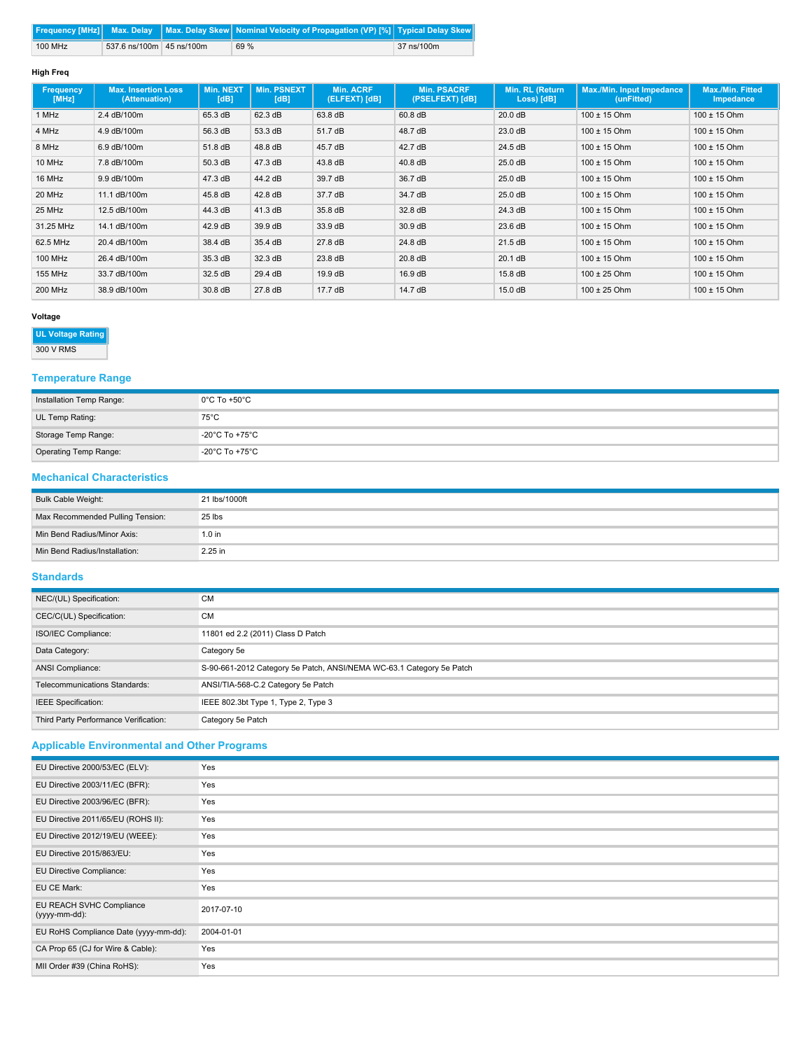| Frequency [MHz] | Max. Delay | Max. Delay Skew | Nominal Velocity of Propagation (VP) [%] | Typical Delay Skew |
|---|---|---|---|---|
| 100 MHz | 537.6 ns/100m | 45 ns/100m | 69 % | 37 ns/100m |

#### High Freq

| Frequency [MHz] | Max. Insertion Loss (Attenuation) | Min. NEXT [dB] | Min. PSNEXT [dB] | Min. ACRF (ELFEXT) [dB] | Min. PSACRF (PSELFEXT) [dB] | Min. RL (Return Loss) [dB] | Max./Min. Input Impedance (unFitted) | Max./Min. Fitted Impedance |
|---|---|---|---|---|---|---|---|---|
| 1 MHz | 2.4 dB/100m | 65.3 dB | 62.3 dB | 63.8 dB | 60.8 dB | 20.0 dB | 100 ± 15 Ohm | 100 ± 15 Ohm |
| 4 MHz | 4.9 dB/100m | 56.3 dB | 53.3 dB | 51.7 dB | 48.7 dB | 23.0 dB | 100 ± 15 Ohm | 100 ± 15 Ohm |
| 8 MHz | 6.9 dB/100m | 51.8 dB | 48.8 dB | 45.7 dB | 42.7 dB | 24.5 dB | 100 ± 15 Ohm | 100 ± 15 Ohm |
| 10 MHz | 7.8 dB/100m | 50.3 dB | 47.3 dB | 43.8 dB | 40.8 dB | 25.0 dB | 100 ± 15 Ohm | 100 ± 15 Ohm |
| 16 MHz | 9.9 dB/100m | 47.3 dB | 44.2 dB | 39.7 dB | 36.7 dB | 25.0 dB | 100 ± 15 Ohm | 100 ± 15 Ohm |
| 20 MHz | 11.1 dB/100m | 45.8 dB | 42.8 dB | 37.7 dB | 34.7 dB | 25.0 dB | 100 ± 15 Ohm | 100 ± 15 Ohm |
| 25 MHz | 12.5 dB/100m | 44.3 dB | 41.3 dB | 35.8 dB | 32.8 dB | 24.3 dB | 100 ± 15 Ohm | 100 ± 15 Ohm |
| 31.25 MHz | 14.1 dB/100m | 42.9 dB | 39.9 dB | 33.9 dB | 30.9 dB | 23.6 dB | 100 ± 15 Ohm | 100 ± 15 Ohm |
| 62.5 MHz | 20.4 dB/100m | 38.4 dB | 35.4 dB | 27.8 dB | 24.8 dB | 21.5 dB | 100 ± 15 Ohm | 100 ± 15 Ohm |
| 100 MHz | 26.4 dB/100m | 35.3 dB | 32.3 dB | 23.8 dB | 20.8 dB | 20.1 dB | 100 ± 15 Ohm | 100 ± 15 Ohm |
| 155 MHz | 33.7 dB/100m | 32.5 dB | 29.4 dB | 19.9 dB | 16.9 dB | 15.8 dB | 100 ± 25 Ohm | 100 ± 15 Ohm |
| 200 MHz | 38.9 dB/100m | 30.8 dB | 27.8 dB | 17.7 dB | 14.7 dB | 15.0 dB | 100 ± 25 Ohm | 100 ± 15 Ohm |

#### Voltage

| UL Voltage Rating |
|---|
| 300 V RMS |

## Temperature Range

| | |
|---|---|
| Installation Temp Range: | 0°C To +50°C |
| UL Temp Rating: | 75°C |
| Storage Temp Range: | -20°C To +75°C |
| Operating Temp Range: | -20°C To +75°C |

## Mechanical Characteristics

| | |
|---|---|
| Bulk Cable Weight: | 21 lbs/1000ft |
| Max Recommended Pulling Tension: | 25 lbs |
| Min Bend Radius/Minor Axis: | 1.0 in |
| Min Bend Radius/Installation: | 2.25 in |

## Standards

| | |
|---|---|
| NEC/(UL) Specification: | CM |
| CEC/C(UL) Specification: | CM |
| ISO/IEC Compliance: | 11801 ed 2.2 (2011) Class D Patch |
| Data Category: | Category 5e |
| ANSI Compliance: | S-90-661-2012 Category 5e Patch, ANSI/NEMA WC-63.1 Category 5e Patch |
| Telecommunications Standards: | ANSI/TIA-568-C.2 Category 5e Patch |
| IEEE Specification: | IEEE 802.3bt Type 1, Type 2, Type 3 |
| Third Party Performance Verification: | Category 5e Patch |

## Applicable Environmental and Other Programs

| | |
|---|---|
| EU Directive 2000/53/EC (ELV): | Yes |
| EU Directive 2003/11/EC (BFR): | Yes |
| EU Directive 2003/96/EC (BFR): | Yes |
| EU Directive 2011/65/EU (ROHS II): | Yes |
| EU Directive 2012/19/EU (WEEE): | Yes |
| EU Directive 2015/863/EU: | Yes |
| EU Directive Compliance: | Yes |
| EU CE Mark: | Yes |
| EU REACH SVHC Compliance (yyyy-mm-dd): | 2017-07-10 |
| EU RoHS Compliance Date (yyyy-mm-dd): | 2004-01-01 |
| CA Prop 65 (CJ for Wire & Cable): | Yes |
| MII Order #39 (China RoHS): | Yes |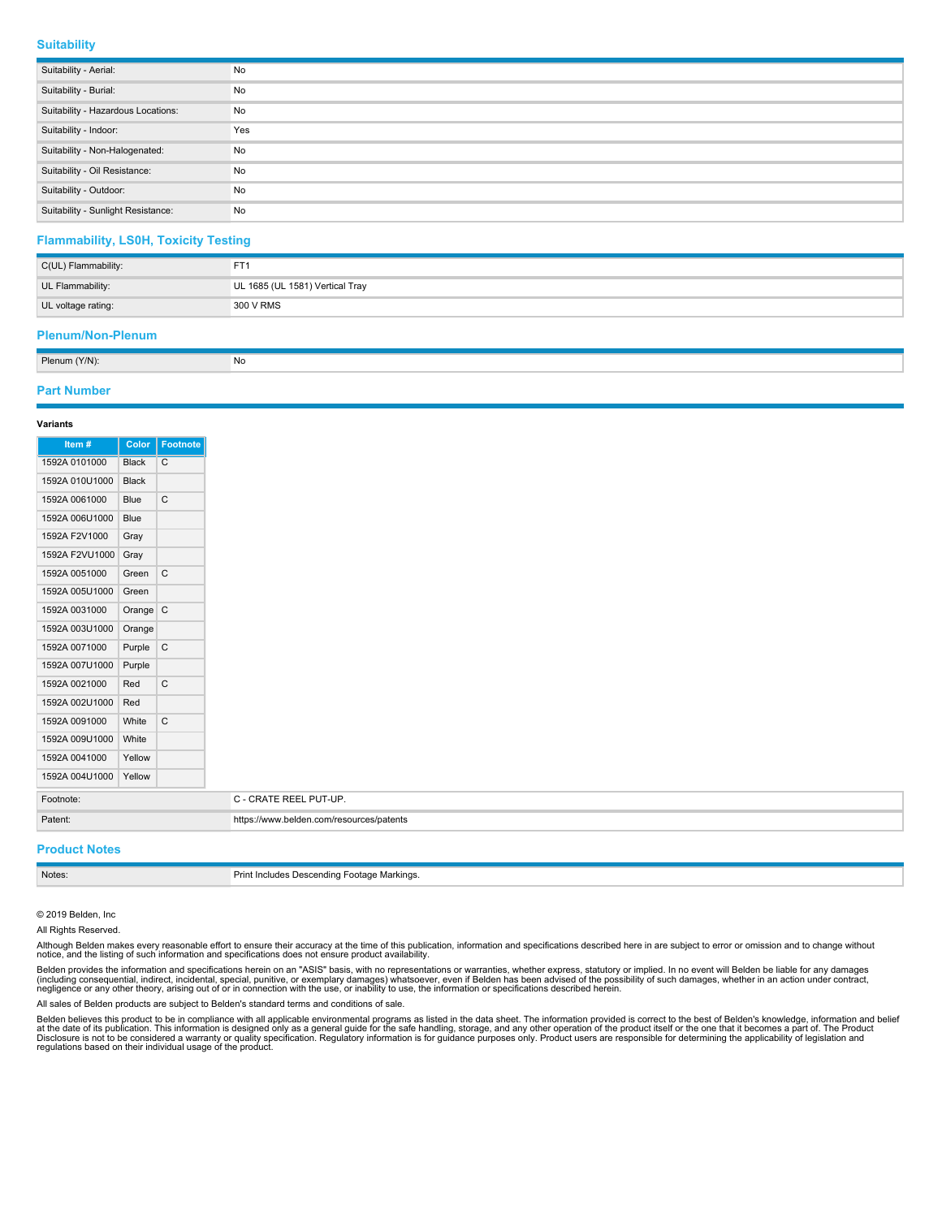## Suitability

| | |
|---|---|
| Suitability - Aerial: | No |
| Suitability - Burial: | No |
| Suitability - Hazardous Locations: | No |
| Suitability - Indoor: | Yes |
| Suitability - Non-Halogenated: | No |
| Suitability - Oil Resistance: | No |
| Suitability - Outdoor: | No |
| Suitability - Sunlight Resistance: | No |

## Flammability, LS0H, Toxicity Testing

| | |
|---|---|
| C(UL) Flammability: | FT1 |
| UL Flammability: | UL 1685 (UL 1581) Vertical Tray |
| UL voltage rating: | 300 V RMS |

## Plenum/Non-Plenum

| | |
|---|---|
| Plenum (Y/N): | No |

## Part Number

**Variants**

| Item # | Color | Footnote |
|---|---|---|
| 1592A 0101000 | Black | C |
| 1592A 010U1000 | Black | |
| 1592A 0061000 | Blue | C |
| 1592A 006U1000 | Blue | |
| 1592A F2V1000 | Gray | |
| 1592A F2VU1000 | Gray | |
| 1592A 0051000 | Green | C |
| 1592A 005U1000 | Green | |
| 1592A 0031000 | Orange | C |
| 1592A 003U1000 | Orange | |
| 1592A 0071000 | Purple | C |
| 1592A 007U1000 | Purple | |
| 1592A 0021000 | Red | C |
| 1592A 002U1000 | Red | |
| 1592A 0091000 | White | C |
| 1592A 009U1000 | White | |
| 1592A 0041000 | Yellow | |
| 1592A 004U1000 | Yellow | |

| | |
|---|---|
| Footnote: | C - CRATE REEL PUT-UP. |
| Patent: | https://www.belden.com/resources/patents |

## Product Notes

| | |
|---|---|
| Notes: | Print Includes Descending Footage Markings. |

© 2019 Belden, Inc

All Rights Reserved.

Although Belden makes every reasonable effort to ensure their accuracy at the time of this publication, information and specifications described here in are subject to error or omission and to change without notice, and the listing of such information and specifications does not ensure product availability.

Belden provides the information and specifications herein on an "ASIS" basis, with no representations or warranties, whether express, statutory or implied. In no event will Belden be liable for any damages (including consequential, indirect, incidental, special, punitive, or exemplary damages) whatsoever, even if Belden has been advised of the possibility of such damages, whether in an action under contract, negligence or any other theory, arising out of or in connection with the use, or inability to use, the information or specifications described herein.

All sales of Belden products are subject to Belden's standard terms and conditions of sale.

Belden believes this product to be in compliance with all applicable environmental programs as listed in the data sheet. The information provided is correct to the best of Belden's knowledge, information and belief at the date of its publication. This information is designed only as a general guide for the safe handling, storage, and any other operation of the product itself or the one that it becomes a part of. The Product Disclosure is not to be considered a warranty or quality specification. Regulatory information is for guidance purposes only. Product users are responsible for determining the applicability of legislation and regulations based on their individual usage of the product.